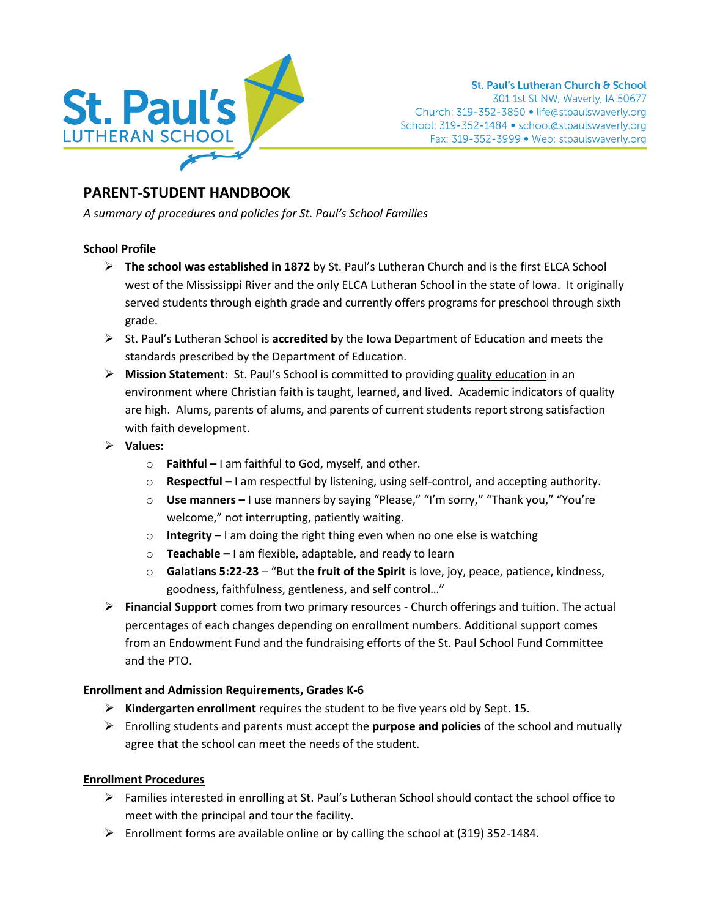St. Paul's LUTHERAN SCHOOL

**St. Paul's Lutheran Church & School**
301 1st St NW, Waverly, IA 50677
Church: 319-352-3850 • life@stpaulswaverly.org
School: 319-352-1484 • school@stpaulswaverly.org
Fax: 319-352-3999 • Web: stpaulswaverly.org

# PARENT-STUDENT HANDBOOK

*A summary of procedures and policies for St. Paul's School Families*

## School Profile

- **The school was established in 1872** by St. Paul's Lutheran Church and is the first ELCA School west of the Mississippi River and the only ELCA Lutheran School in the state of Iowa. It originally served students through eighth grade and currently offers programs for preschool through sixth grade.
- St. Paul's Lutheran School **is accredited b**y the Iowa Department of Education and meets the standards prescribed by the Department of Education.
- **Mission Statement**: St. Paul's School is committed to providing quality education in an environment where Christian faith is taught, learned, and lived. Academic indicators of quality are high. Alums, parents of alums, and parents of current students report strong satisfaction with faith development.
- **Values:**
  - **Faithful –** I am faithful to God, myself, and other.
  - **Respectful –** I am respectful by listening, using self-control, and accepting authority.
  - **Use manners –** I use manners by saying "Please," "I'm sorry," "Thank you," "You're welcome," not interrupting, patiently waiting.
  - **Integrity –** I am doing the right thing even when no one else is watching
  - **Teachable –** I am flexible, adaptable, and ready to learn
  - **Galatians 5:22-23** – "But **the fruit of the Spirit** is love, joy, peace, patience, kindness, goodness, faithfulness, gentleness, and self control…"
- **Financial Support** comes from two primary resources - Church offerings and tuition. The actual percentages of each changes depending on enrollment numbers. Additional support comes from an Endowment Fund and the fundraising efforts of the St. Paul School Fund Committee and the PTO.

## Enrollment and Admission Requirements, Grades K-6

- **Kindergarten enrollment** requires the student to be five years old by Sept. 15.
- Enrolling students and parents must accept the **purpose and policies** of the school and mutually agree that the school can meet the needs of the student.

## Enrollment Procedures

- Families interested in enrolling at St. Paul's Lutheran School should contact the school office to meet with the principal and tour the facility.
- Enrollment forms are available online or by calling the school at (319) 352-1484.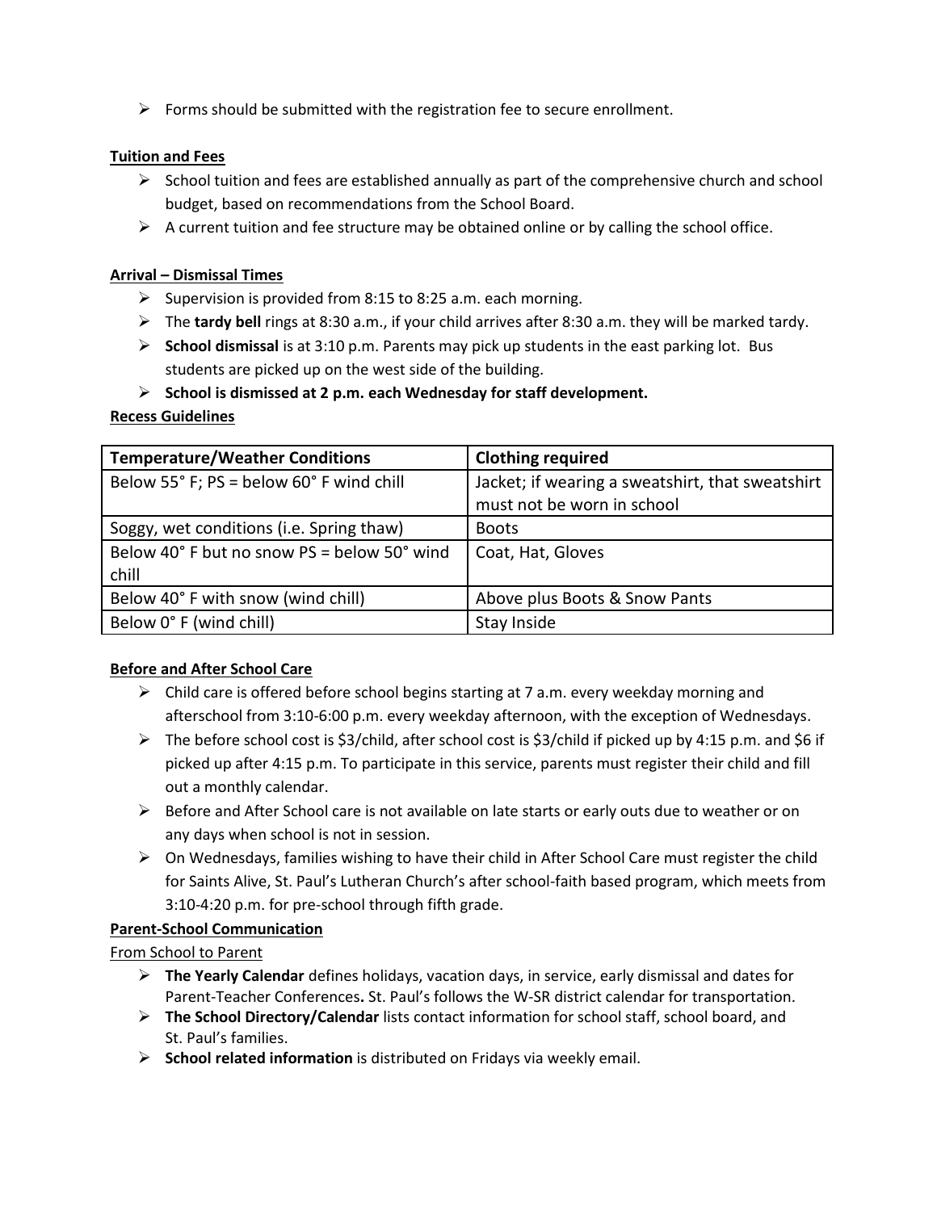- Forms should be submitted with the registration fee to secure enrollment.

**Tuition and Fees**

- School tuition and fees are established annually as part of the comprehensive church and school budget, based on recommendations from the School Board.
- A current tuition and fee structure may be obtained online or by calling the school office.

**Arrival – Dismissal Times**

- Supervision is provided from 8:15 to 8:25 a.m. each morning.
- The **tardy bell** rings at 8:30 a.m., if your child arrives after 8:30 a.m. they will be marked tardy.
- **School dismissal** is at 3:10 p.m. Parents may pick up students in the east parking lot. Bus students are picked up on the west side of the building.
- **School is dismissed at 2 p.m. each Wednesday for staff development.**

**Recess Guidelines**

| Temperature/Weather Conditions | Clothing required |
|---|---|
| Below 55° F; PS = below 60° F wind chill | Jacket; if wearing a sweatshirt, that sweatshirt must not be worn in school |
| Soggy, wet conditions (i.e. Spring thaw) | Boots |
| Below 40° F but no snow PS = below 50° wind chill | Coat, Hat, Gloves |
| Below 40° F with snow (wind chill) | Above plus Boots & Snow Pants |
| Below 0° F (wind chill) | Stay Inside |

**Before and After School Care**

- Child care is offered before school begins starting at 7 a.m. every weekday morning and afterschool from 3:10-6:00 p.m. every weekday afternoon, with the exception of Wednesdays.
- The before school cost is $3/child, after school cost is $3/child if picked up by 4:15 p.m. and $6 if picked up after 4:15 p.m. To participate in this service, parents must register their child and fill out a monthly calendar.
- Before and After School care is not available on late starts or early outs due to weather or on any days when school is not in session.
- On Wednesdays, families wishing to have their child in After School Care must register the child for Saints Alive, St. Paul's Lutheran Church's after school-faith based program, which meets from 3:10-4:20 p.m. for pre-school through fifth grade.

**Parent-School Communication**

From School to Parent

- **The Yearly Calendar** defines holidays, vacation days, in service, early dismissal and dates for Parent-Teacher Conferences**.** St. Paul's follows the W-SR district calendar for transportation.
- **The School Directory/Calendar** lists contact information for school staff, school board, and St. Paul's families.
- **School related information** is distributed on Fridays via weekly email.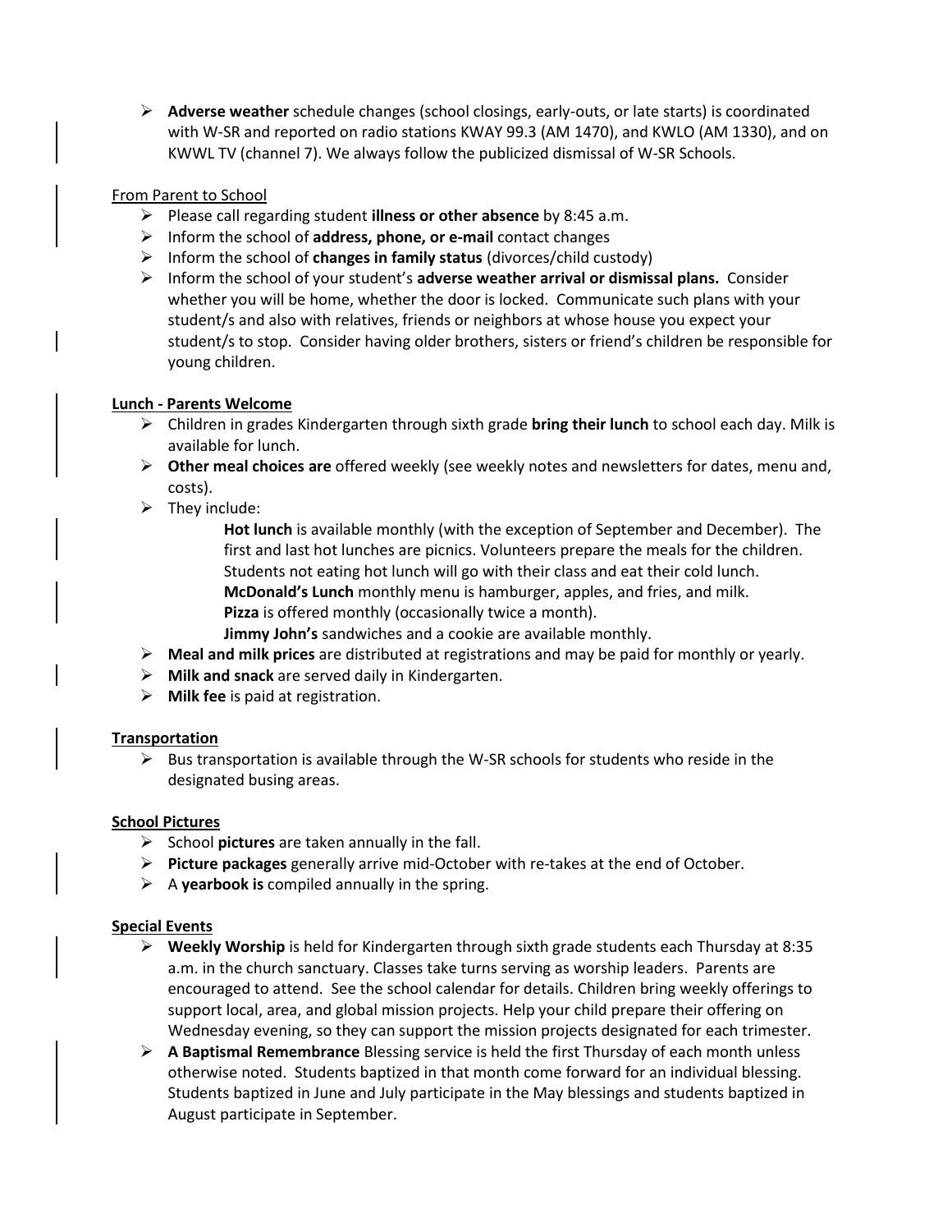- **Adverse weather** schedule changes (school closings, early-outs, or late starts) is coordinated with W-SR and reported on radio stations KWAY 99.3 (AM 1470), and KWLO (AM 1330), and on KWWL TV (channel 7). We always follow the publicized dismissal of W-SR Schools.

From Parent to School

- Please call regarding student **illness or other absence** by 8:45 a.m.
- Inform the school of **address, phone, or e-mail** contact changes
- Inform the school of **changes in family status** (divorces/child custody)
- Inform the school of your student's **adverse weather arrival or dismissal plans.** Consider whether you will be home, whether the door is locked. Communicate such plans with your student/s and also with relatives, friends or neighbors at whose house you expect your student/s to stop. Consider having older brothers, sisters or friend's children be responsible for young children.

**Lunch - Parents Welcome**

- Children in grades Kindergarten through sixth grade **bring their lunch** to school each day. Milk is available for lunch.
- **Other meal choices are** offered weekly (see weekly notes and newsletters for dates, menu and, costs).
- They include:

  **Hot lunch** is available monthly (with the exception of September and December). The first and last hot lunches are picnics. Volunteers prepare the meals for the children. Students not eating hot lunch will go with their class and eat their cold lunch.
  **McDonald's Lunch** monthly menu is hamburger, apples, and fries, and milk.
  **Pizza** is offered monthly (occasionally twice a month).
  **Jimmy John's** sandwiches and a cookie are available monthly.
- **Meal and milk prices** are distributed at registrations and may be paid for monthly or yearly.
- **Milk and snack** are served daily in Kindergarten.
- **Milk fee** is paid at registration.

**Transportation**

- Bus transportation is available through the W-SR schools for students who reside in the designated busing areas.

**School Pictures**

- School **pictures** are taken annually in the fall.
- **Picture packages** generally arrive mid-October with re-takes at the end of October.
- A **yearbook is** compiled annually in the spring.

**Special Events**

- **Weekly Worship** is held for Kindergarten through sixth grade students each Thursday at 8:35 a.m. in the church sanctuary. Classes take turns serving as worship leaders. Parents are encouraged to attend. See the school calendar for details. Children bring weekly offerings to support local, area, and global mission projects. Help your child prepare their offering on Wednesday evening, so they can support the mission projects designated for each trimester.
- **A Baptismal Remembrance** Blessing service is held the first Thursday of each month unless otherwise noted. Students baptized in that month come forward for an individual blessing. Students baptized in June and July participate in the May blessings and students baptized in August participate in September.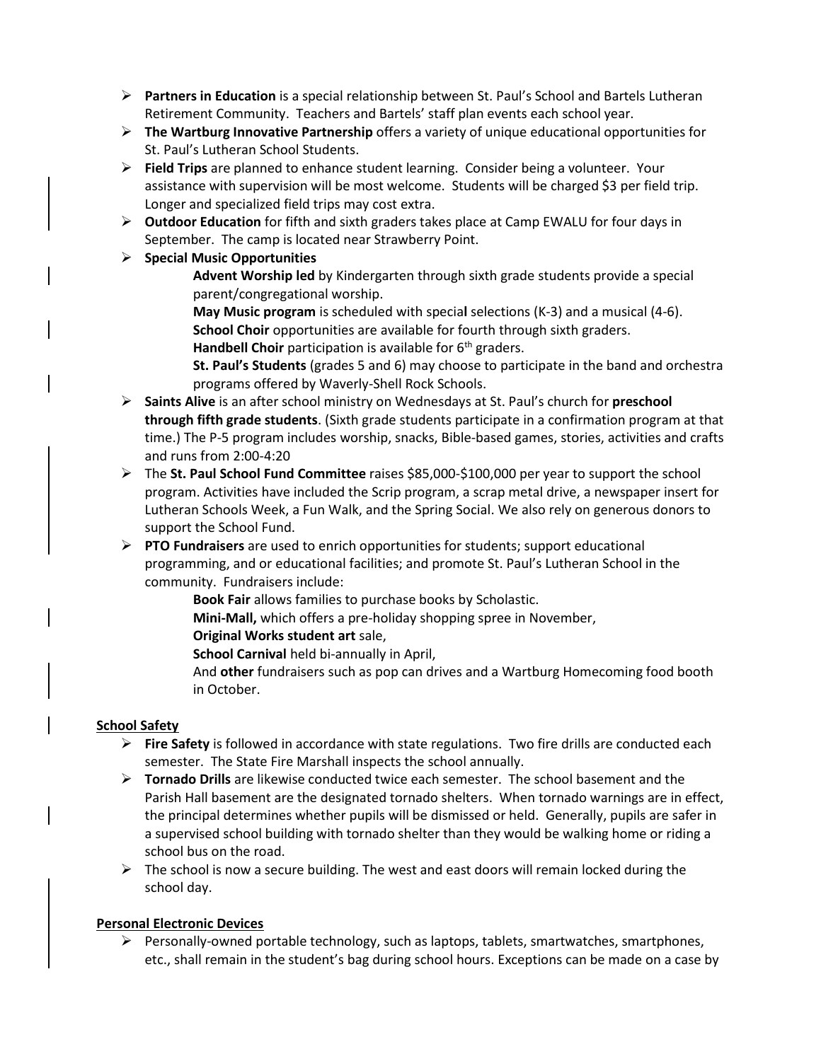- **Partners in Education** is a special relationship between St. Paul's School and Bartels Lutheran Retirement Community. Teachers and Bartels' staff plan events each school year.
- **The Wartburg Innovative Partnership** offers a variety of unique educational opportunities for St. Paul's Lutheran School Students.
- **Field Trips** are planned to enhance student learning. Consider being a volunteer. Your assistance with supervision will be most welcome. Students will be charged $3 per field trip. Longer and specialized field trips may cost extra.
- **Outdoor Education** for fifth and sixth graders takes place at Camp EWALU for four days in September. The camp is located near Strawberry Point.
- **Special Music Opportunities**

  **Advent Worship led** by Kindergarten through sixth grade students provide a special parent/congregational worship.

  **May Music program** is scheduled with special selections (K-3) and a musical (4-6).

  **School Choir** opportunities are available for fourth through sixth graders.

  **Handbell Choir** participation is available for 6th graders.

  **St. Paul's Students** (grades 5 and 6) may choose to participate in the band and orchestra programs offered by Waverly-Shell Rock Schools.
- **Saints Alive** is an after school ministry on Wednesdays at St. Paul's church for **preschool through fifth grade students**. (Sixth grade students participate in a confirmation program at that time.) The P-5 program includes worship, snacks, Bible-based games, stories, activities and crafts and runs from 2:00-4:20
- The **St. Paul School Fund Committee** raises $85,000-$100,000 per year to support the school program. Activities have included the Scrip program, a scrap metal drive, a newspaper insert for Lutheran Schools Week, a Fun Walk, and the Spring Social. We also rely on generous donors to support the School Fund.
- **PTO Fundraisers** are used to enrich opportunities for students; support educational programming, and or educational facilities; and promote St. Paul's Lutheran School in the community. Fundraisers include:

  **Book Fair** allows families to purchase books by Scholastic.

  **Mini-Mall,** which offers a pre-holiday shopping spree in November,

  **Original Works student art** sale,

  **School Carnival** held bi-annually in April,

  And **other** fundraisers such as pop can drives and a Wartburg Homecoming food booth in October.

**<u>School Safety</u>**

- **Fire Safety** is followed in accordance with state regulations. Two fire drills are conducted each semester. The State Fire Marshall inspects the school annually.
- **Tornado Drills** are likewise conducted twice each semester. The school basement and the Parish Hall basement are the designated tornado shelters. When tornado warnings are in effect, the principal determines whether pupils will be dismissed or held. Generally, pupils are safer in a supervised school building with tornado shelter than they would be walking home or riding a school bus on the road.
- The school is now a secure building. The west and east doors will remain locked during the school day.

**<u>Personal Electronic Devices</u>**

- Personally-owned portable technology, such as laptops, tablets, smartwatches, smartphones, etc., shall remain in the student's bag during school hours. Exceptions can be made on a case by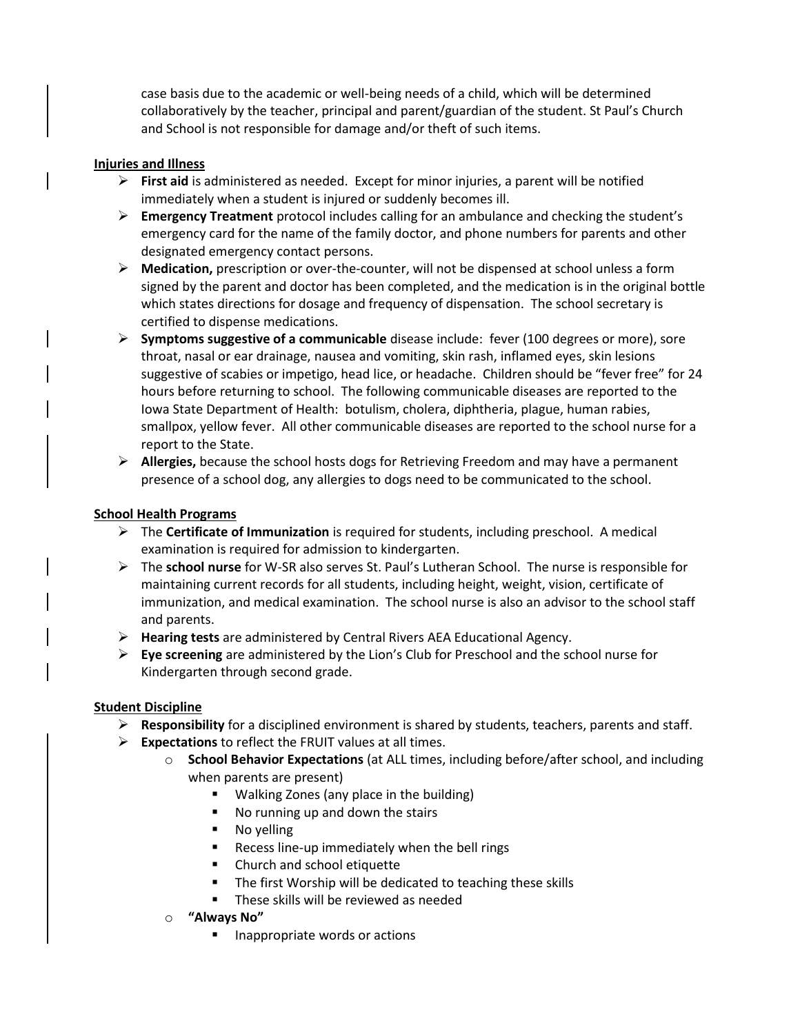case basis due to the academic or well-being needs of a child, which will be determined collaboratively by the teacher, principal and parent/guardian of the student. St Paul's Church and School is not responsible for damage and/or theft of such items.

**Injuries and Illness**

- **First aid** is administered as needed. Except for minor injuries, a parent will be notified immediately when a student is injured or suddenly becomes ill.
- **Emergency Treatment** protocol includes calling for an ambulance and checking the student's emergency card for the name of the family doctor, and phone numbers for parents and other designated emergency contact persons.
- **Medication,** prescription or over-the-counter, will not be dispensed at school unless a form signed by the parent and doctor has been completed, and the medication is in the original bottle which states directions for dosage and frequency of dispensation. The school secretary is certified to dispense medications.
- **Symptoms suggestive of a communicable** disease include: fever (100 degrees or more), sore throat, nasal or ear drainage, nausea and vomiting, skin rash, inflamed eyes, skin lesions suggestive of scabies or impetigo, head lice, or headache. Children should be "fever free" for 24 hours before returning to school. The following communicable diseases are reported to the Iowa State Department of Health: botulism, cholera, diphtheria, plague, human rabies, smallpox, yellow fever. All other communicable diseases are reported to the school nurse for a report to the State.
- **Allergies,** because the school hosts dogs for Retrieving Freedom and may have a permanent presence of a school dog, any allergies to dogs need to be communicated to the school.

**School Health Programs**

- The **Certificate of Immunization** is required for students, including preschool. A medical examination is required for admission to kindergarten.
- The **school nurse** for W-SR also serves St. Paul's Lutheran School. The nurse is responsible for maintaining current records for all students, including height, weight, vision, certificate of immunization, and medical examination. The school nurse is also an advisor to the school staff and parents.
- **Hearing tests** are administered by Central Rivers AEA Educational Agency.
- **Eye screening** are administered by the Lion's Club for Preschool and the school nurse for Kindergarten through second grade.

**Student Discipline**

- **Responsibility** for a disciplined environment is shared by students, teachers, parents and staff.
- **Expectations** to reflect the FRUIT values at all times.
  - **School Behavior Expectations** (at ALL times, including before/after school, and including when parents are present)
    - Walking Zones (any place in the building)
    - No running up and down the stairs
    - No yelling
    - Recess line-up immediately when the bell rings
    - Church and school etiquette
    - The first Worship will be dedicated to teaching these skills
    - These skills will be reviewed as needed
  - **"Always No"**
    - Inappropriate words or actions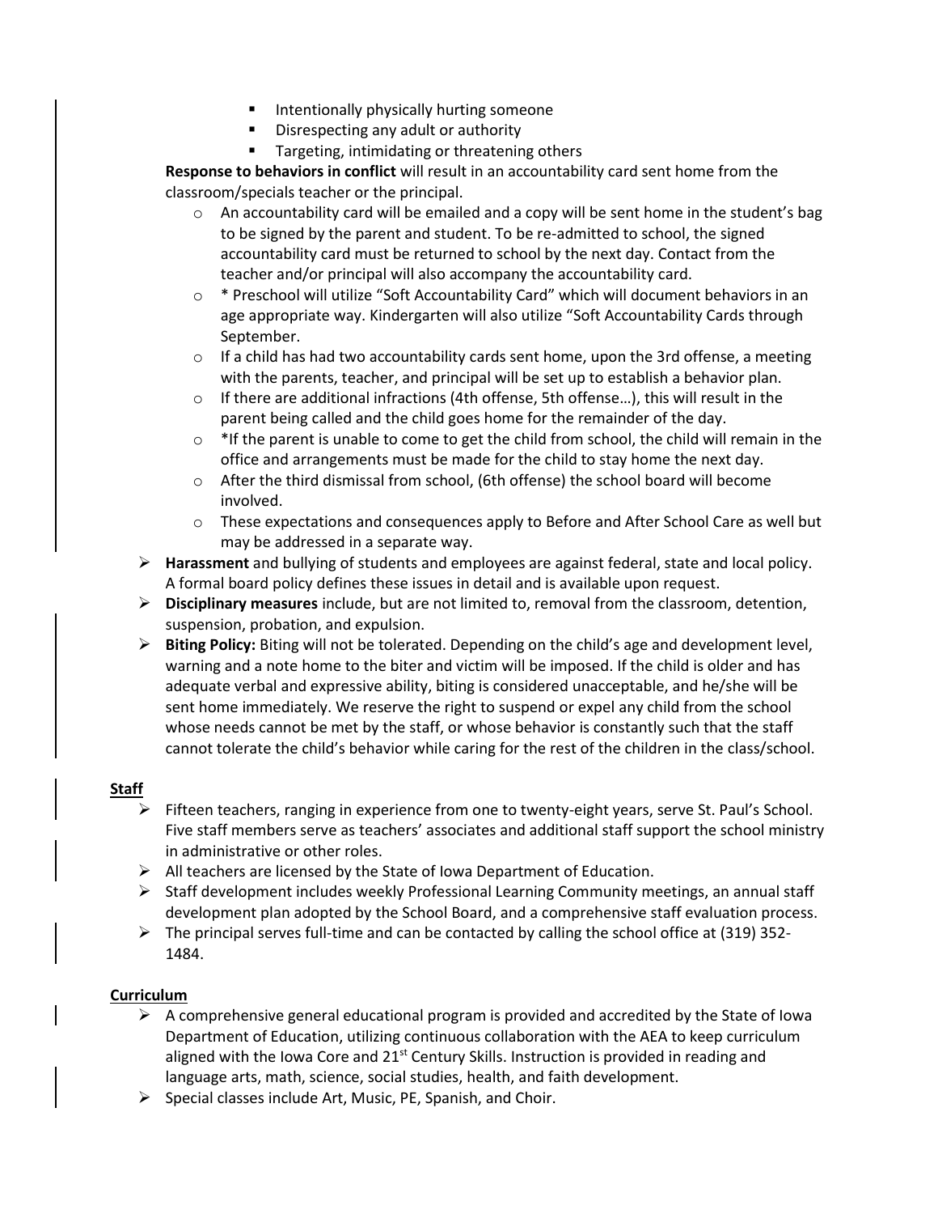- Intentionally physically hurting someone
      - Disrespecting any adult or authority
      - Targeting, intimidating or threatening others

  **Response to behaviors in conflict** will result in an accountability card sent home from the classroom/specials teacher or the principal.

    - An accountability card will be emailed and a copy will be sent home in the student's bag to be signed by the parent and student. To be re-admitted to school, the signed accountability card must be returned to school by the next day. Contact from the teacher and/or principal will also accompany the accountability card.
    - * Preschool will utilize "Soft Accountability Card" which will document behaviors in an age appropriate way. Kindergarten will also utilize "Soft Accountability Cards through September.
    - If a child has had two accountability cards sent home, upon the 3rd offense, a meeting with the parents, teacher, and principal will be set up to establish a behavior plan.
    - If there are additional infractions (4th offense, 5th offense…), this will result in the parent being called and the child goes home for the remainder of the day.
    - *If the parent is unable to come to get the child from school, the child will remain in the office and arrangements must be made for the child to stay home the next day.
    - After the third dismissal from school, (6th offense) the school board will become involved.
    - These expectations and consequences apply to Before and After School Care as well but may be addressed in a separate way.

- **Harassment** and bullying of students and employees are against federal, state and local policy. A formal board policy defines these issues in detail and is available upon request.
- **Disciplinary measures** include, but are not limited to, removal from the classroom, detention, suspension, probation, and expulsion.
- **Biting Policy:** Biting will not be tolerated. Depending on the child's age and development level, warning and a note home to the biter and victim will be imposed. If the child is older and has adequate verbal and expressive ability, biting is considered unacceptable, and he/she will be sent home immediately. We reserve the right to suspend or expel any child from the school whose needs cannot be met by the staff, or whose behavior is constantly such that the staff cannot tolerate the child's behavior while caring for the rest of the children in the class/school.

**Staff**

- Fifteen teachers, ranging in experience from one to twenty-eight years, serve St. Paul's School. Five staff members serve as teachers' associates and additional staff support the school ministry in administrative or other roles.
- All teachers are licensed by the State of Iowa Department of Education.
- Staff development includes weekly Professional Learning Community meetings, an annual staff development plan adopted by the School Board, and a comprehensive staff evaluation process.
- The principal serves full-time and can be contacted by calling the school office at (319) 352-1484.

**Curriculum**

- A comprehensive general educational program is provided and accredited by the State of Iowa Department of Education, utilizing continuous collaboration with the AEA to keep curriculum aligned with the Iowa Core and 21st Century Skills. Instruction is provided in reading and language arts, math, science, social studies, health, and faith development.
- Special classes include Art, Music, PE, Spanish, and Choir.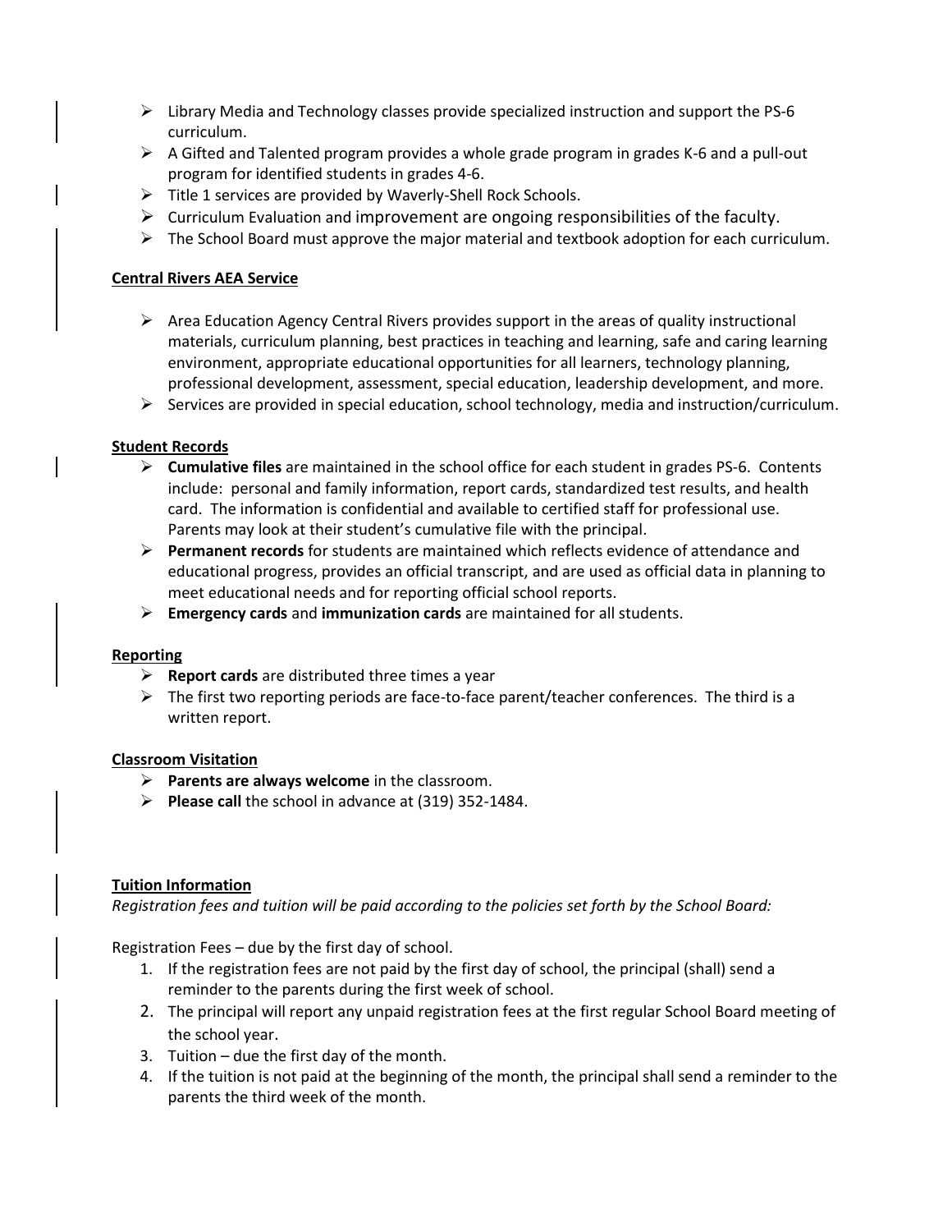- Library Media and Technology classes provide specialized instruction and support the PS-6 curriculum.
- A Gifted and Talented program provides a whole grade program in grades K-6 and a pull-out program for identified students in grades 4-6.
- Title 1 services are provided by Waverly-Shell Rock Schools.
- Curriculum Evaluation and improvement are ongoing responsibilities of the faculty.
- The School Board must approve the major material and textbook adoption for each curriculum.

**Central Rivers AEA Service**

- Area Education Agency Central Rivers provides support in the areas of quality instructional materials, curriculum planning, best practices in teaching and learning, safe and caring learning environment, appropriate educational opportunities for all learners, technology planning, professional development, assessment, special education, leadership development, and more.
- Services are provided in special education, school technology, media and instruction/curriculum.

**Student Records**

- **Cumulative files** are maintained in the school office for each student in grades PS-6. Contents include: personal and family information, report cards, standardized test results, and health card. The information is confidential and available to certified staff for professional use. Parents may look at their student's cumulative file with the principal.
- **Permanent records** for students are maintained which reflects evidence of attendance and educational progress, provides an official transcript, and are used as official data in planning to meet educational needs and for reporting official school reports.
- **Emergency cards** and **immunization cards** are maintained for all students.

**Reporting**

- **Report cards** are distributed three times a year
- The first two reporting periods are face-to-face parent/teacher conferences. The third is a written report.

**Classroom Visitation**

- **Parents are always welcome** in the classroom.
- **Please call** the school in advance at (319) 352-1484.

**Tuition Information**

*Registration fees and tuition will be paid according to the policies set forth by the School Board:*

Registration Fees – due by the first day of school.

1. If the registration fees are not paid by the first day of school, the principal (shall) send a reminder to the parents during the first week of school.
2. The principal will report any unpaid registration fees at the first regular School Board meeting of the school year.
3. Tuition – due the first day of the month.
4. If the tuition is not paid at the beginning of the month, the principal shall send a reminder to the parents the third week of the month.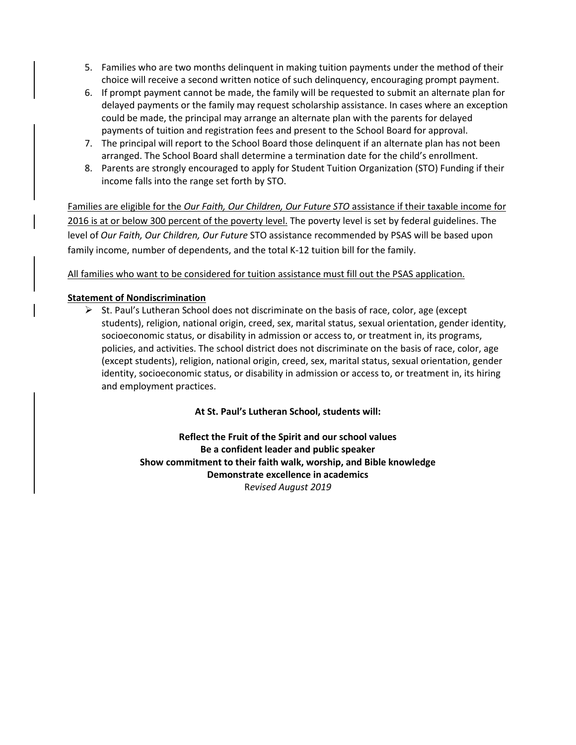5. Families who are two months delinquent in making tuition payments under the method of their choice will receive a second written notice of such delinquency, encouraging prompt payment.
6. If prompt payment cannot be made, the family will be requested to submit an alternate plan for delayed payments or the family may request scholarship assistance. In cases where an exception could be made, the principal may arrange an alternate plan with the parents for delayed payments of tuition and registration fees and present to the School Board for approval.
7. The principal will report to the School Board those delinquent if an alternate plan has not been arranged. The School Board shall determine a termination date for the child's enrollment.
8. Parents are strongly encouraged to apply for Student Tuition Organization (STO) Funding if their income falls into the range set forth by STO.

<u>Families are eligible for the *Our Faith, Our Children, Our Future STO* assistance if their taxable income for 2016 is at or below 300 percent of the poverty level.</u> The poverty level is set by federal guidelines. The level of *Our Faith, Our Children, Our Future* STO assistance recommended by PSAS will be based upon family income, number of dependents, and the total K-12 tuition bill for the family.

<u>All families who want to be considered for tuition assistance must fill out the PSAS application.</u>

**<u>Statement of Nondiscrimination</u>**

- St. Paul's Lutheran School does not discriminate on the basis of race, color, age (except students), religion, national origin, creed, sex, marital status, sexual orientation, gender identity, socioeconomic status, or disability in admission or access to, or treatment in, its programs, policies, and activities. The school district does not discriminate on the basis of race, color, age (except students), religion, national origin, creed, sex, marital status, sexual orientation, gender identity, socioeconomic status, or disability in admission or access to, or treatment in, its hiring and employment practices.

**At St. Paul's Lutheran School, students will:**

**Reflect the Fruit of the Spirit and our school values**
**Be a confident leader and public speaker**
**Show commitment to their faith walk, worship, and Bible knowledge**
**Demonstrate excellence in academics**

R*evised August 2019*